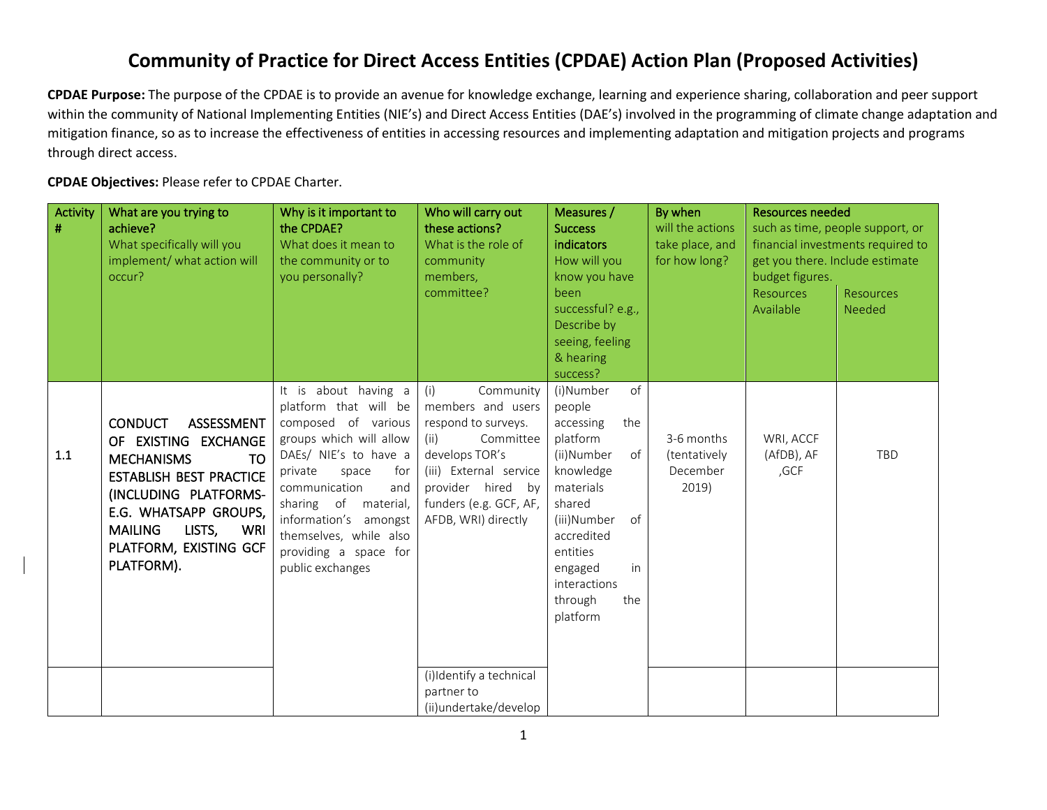# Community of Practice for Direct Access Entities (CPDAE) Action Plan (Proposed Activities)

**CPDAE Purpose:** The purpose of the CPDAE is to provide an avenue for knowledge exchange, learning and experience sharing, collaboration and peer support within the community of National Implementing Entities (NIE's) and Direct Access Entities (DAE's) involved in the programming of climate change adaptation and mitigation finance, so as to increase the effectiveness of entities in accessing resources and implementing adaptation and mitigation projects and programs through direct access.

**CPDAE Objectives:** Please refer to CPDAE Charter.

| Activity # | What are you trying to achieve? What specifically will you implement/ what action will occur? | Why is it important to the CPDAE? What does it mean to the community or to you personally? | Who will carry out these actions? What is the role of community members, committee? | Measures / Success indicators How will you know you have been successful? e.g., Describe by seeing, feeling & hearing success? | By when will the actions take place, and for how long? | Resources needed such as time, people support, or financial investments required to get you there. Include estimate budget figures. | |
|---|---|---|---|---|---|---|---|
| | | | | | | Resources Available | Resources Needed |
| 1.1 | CONDUCT ASSESSMENT OF EXISTING EXCHANGE MECHANISMS TO ESTABLISH BEST PRACTICE (INCLUDING PLATFORMS- E.G. WHATSAPP GROUPS, MAILING LISTS, WRI PLATFORM, EXISTING GCF PLATFORM). | It is about having a platform that will be composed of various groups which will allow DAEs/ NIE's to have a private space for communication and sharing of material, information's amongst themselves, while also providing a space for public exchanges | (i) Community members and users respond to surveys. (ii) Committee develops TOR's (iii) External service provider hired by funders (e.g. GCF, AF, AFDB, WRI) directly | (i)Number of people accessing the platform (ii)Number of knowledge materials shared (iii)Number of accredited entities engaged in interactions through the platform | 3-6 months (tentatively December 2019) | WRI, ACCF (AfDB), AF ,GCF | TBD |
| | | | (i)Identify a technical partner to (ii)undertake/develop | | | | |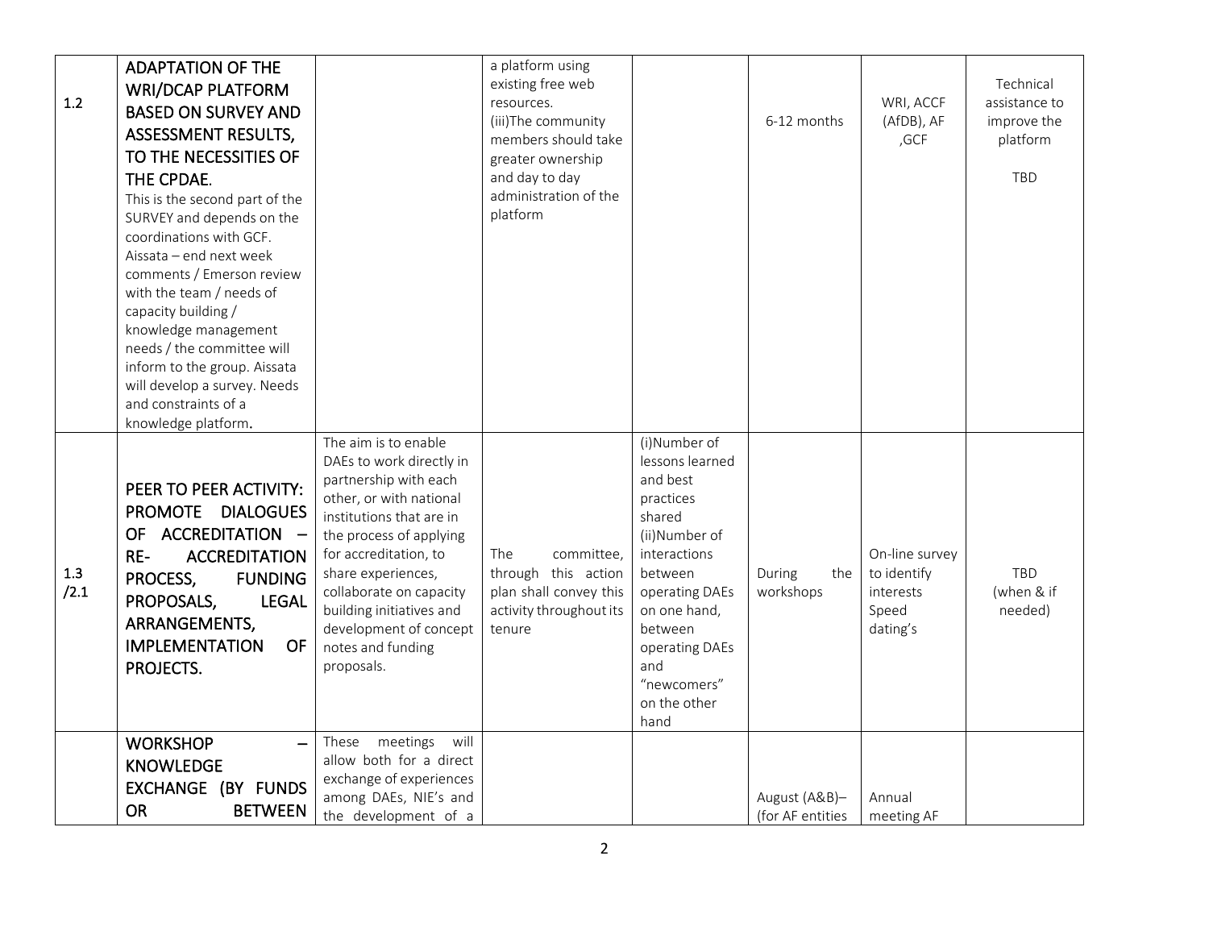| | | | | | | | |
|---|---|---|---|---|---|---|---|
| 1.2 | **ADAPTATION OF THE WRI/DCAP PLATFORM BASED ON SURVEY AND ASSESSMENT RESULTS, TO THE NECESSITIES OF THE CPDAE**.<br>This is the second part of the SURVEY and depends on the coordinations with GCF. Aissata – end next week comments / Emerson review with the team / needs of capacity building / knowledge management needs / the committee will inform to the group. Aissata will develop a survey. Needs and constraints of a knowledge platform**.** | | a platform using existing free web resources.<br>(iii)The community members should take greater ownership and day to day administration of the platform | | 6-12 months | WRI, ACCF (AfDB), AF ,GCF | Technical assistance to improve the platform<br><br>TBD |
| 1.3 /2.1 | **PEER TO PEER ACTIVITY: PROMOTE DIALOGUES OF ACCREDITATION – RE- ACCREDITATION PROCESS, FUNDING PROPOSALS, LEGAL ARRANGEMENTS, IMPLEMENTATION OF PROJECTS.** | The aim is to enable DAEs to work directly in partnership with each other, or with national institutions that are in the process of applying for accreditation, to share experiences, collaborate on capacity building initiatives and development of concept notes and funding proposals. | The committee, through this action plan shall convey this activity throughout its tenure | (i)Number of lessons learned and best practices shared<br>(ii)Number of interactions between operating DAEs on one hand, between operating DAEs and "newcomers" on the other hand | During the workshops | On-line survey to identify interests<br>Speed dating's | TBD (when & if needed) |
| | **WORKSHOP – KNOWLEDGE EXCHANGE (BY FUNDS OR BETWEEN** | These meetings will allow both for a direct exchange of experiences among DAEs, NIE's and the development of a | | | August (A&B)– (for AF entities | Annual meeting AF | |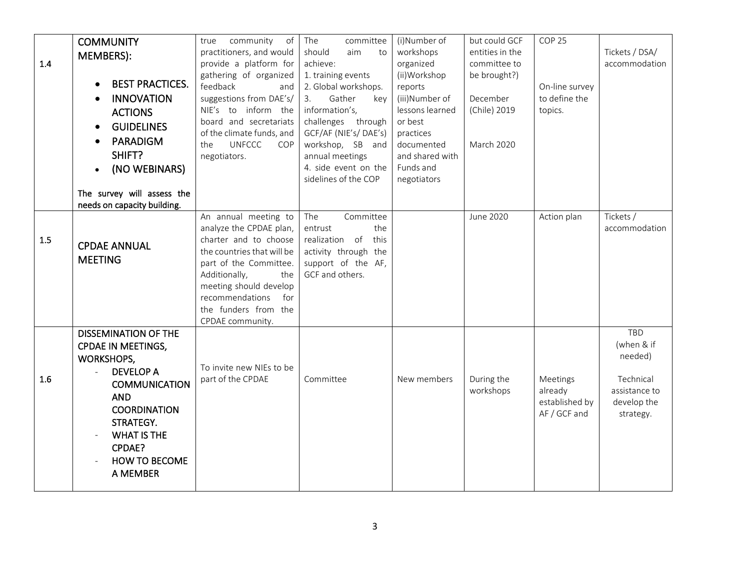| 1.4 | **COMMUNITY MEMBERS):**<br>• **BEST PRACTICES.**<br>• **INNOVATION ACTIONS**<br>• **GUIDELINES**<br>• **PARADIGM SHIFT?**<br>• **(NO WEBINARS)**<br><br>**The survey will assess the needs on capacity building.** | true community of practitioners, and would provide a platform for gathering of organized feedback and suggestions from DAE's/ NIE's to inform the board and secretariats of the climate funds, and the UNFCCC COP negotiators. | The committee should aim to achieve:<br>1. training events<br>2. Global workshops.<br>3. Gather key information's, challenges through GCF/AF (NIE's/ DAE's) workshop, SB and annual meetings<br>4. side event on the sidelines of the COP | (i)Number of workshops organized<br>(ii)Workshop reports<br>(iii)Number of lessons learned or best practices documented and shared with Funds and negotiators | but could GCF entities in the committee to be brought?)<br><br>December (Chile) 2019<br><br>March 2020 | COP 25<br><br>On-line survey to define the topics. | Tickets / DSA/ accommodation |
|---|---|---|---|---|---|---|---|
| 1.5 | **CPDAE ANNUAL MEETING** | An annual meeting to analyze the CPDAE plan, charter and to choose the countries that will be part of the Committee. Additionally, the meeting should develop recommendations for the funders from the CPDAE community. | The Committee entrust the realization of this activity through the support of the AF, GCF and others. | | June 2020 | Action plan | Tickets / accommodation |
| 1.6 | **DISSEMINATION OF THE CPDAE IN MEETINGS, WORKSHOPS,**<br>- **DEVELOP A COMMUNICATION AND COORDINATION STRATEGY.**<br>- **WHAT IS THE CPDAE?**<br>- **HOW TO BECOME A MEMBER** | To invite new NIEs to be part of the CPDAE | Committee | New members | During the workshops | Meetings already established by AF / GCF and | TBD (when & if needed)<br><br>Technical assistance to develop the strategy. |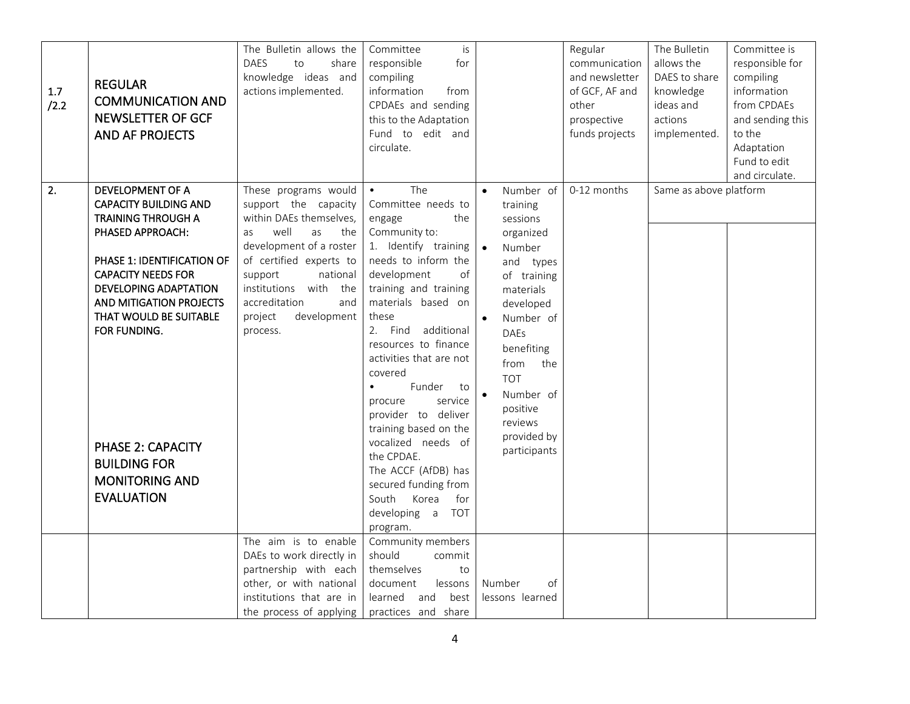| 1.7 /2.2 | **REGULAR COMMUNICATION AND NEWSLETTER OF GCF AND AF PROJECTS** | The Bulletin allows the DAES to share knowledge ideas and actions implemented. | Committee is responsible for compiling information from CPDAEs and sending this to the Adaptation Fund to edit and circulate. | | Regular communication and newsletter of GCF, AF and other prospective funds projects | The Bulletin allows the DAES to share knowledge ideas and actions implemented. | Committee is responsible for compiling information from CPDAEs and sending this to the Adaptation Fund to edit and circulate. |
|---|---|---|---|---|---|---|---|
| 2. | **DEVELOPMENT OF A CAPACITY BUILDING AND TRAINING THROUGH A PHASED APPROACH:**<br><br>**PHASE 1: IDENTIFICATION OF CAPACITY NEEDS FOR DEVELOPING ADAPTATION AND MITIGATION PROJECTS THAT WOULD BE SUITABLE FOR FUNDING.**<br><br>**PHASE 2: CAPACITY BUILDING FOR MONITORING AND EVALUATION** | These programs would support the capacity within DAEs themselves, as well as the development of a roster of certified experts to support national institutions with the accreditation and project development process. | • The Committee needs to engage the Community to:<br>1. Identify training needs to inform the development of training and training materials based on these<br>2. Find additional resources to finance activities that are not covered<br>• Funder to procure service provider to deliver training based on the vocalized needs of the CPDAE.<br>The ACCF (AfDB) has secured funding from South Korea for developing a TOT program. | • Number of training sessions organized<br>• Number and types of training materials developed<br>• Number of DAEs benefiting from the TOT<br>• Number of positive reviews provided by participants | 0-12 months | Same as above platform | |
| | | The aim is to enable DAEs to work directly in partnership with each other, or with national institutions that are in the process of applying | Community members should commit themselves to document lessons learned and best practices and share | Number of lessons learned | | | |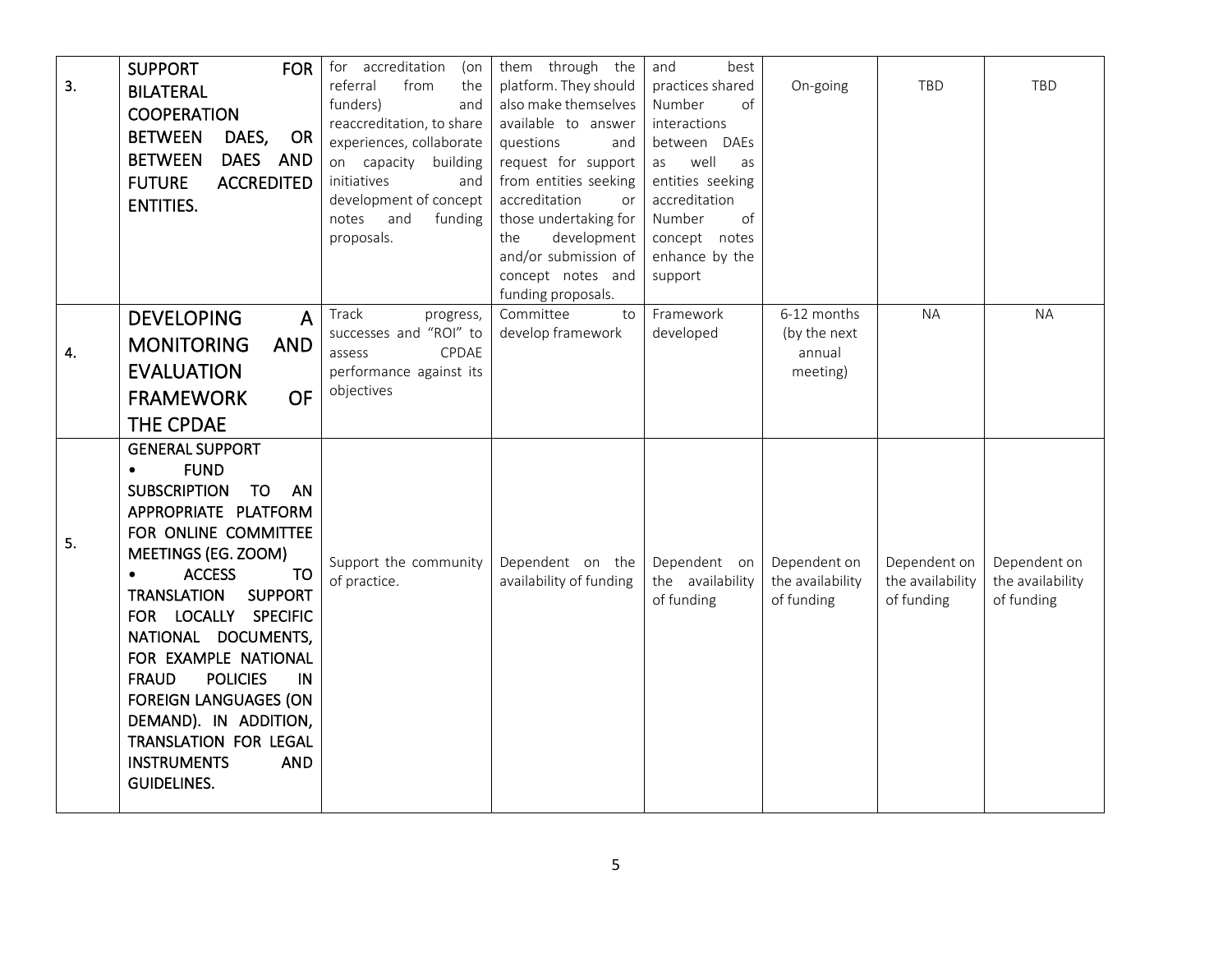| | | | | | | | |
|---|---|---|---|---|---|---|---|
| 3. | **SUPPORT FOR BILATERAL COOPERATION BETWEEN DAES, OR BETWEEN DAES AND FUTURE ACCREDITED ENTITIES.** | for accreditation (on referral from the funders) and reaccreditation, to share experiences, collaborate on capacity building initiatives and development of concept notes and funding proposals. | them through the platform. They should also make themselves available to answer questions and request for support from entities seeking accreditation or those undertaking for the development and/or submission of concept notes and funding proposals. | and best practices shared<br>Number of interactions between DAEs as well as entities seeking accreditation<br>Number of concept notes enhance by the support | On-going | TBD | TBD |
| 4. | **DEVELOPING A MONITORING AND EVALUATION FRAMEWORK OF THE CPDAE** | Track progress, successes and "ROI" to assess CPDAE performance against its objectives | Committee to develop framework | Framework developed | 6-12 months (by the next annual meeting) | NA | NA |
| 5. | **GENERAL SUPPORT**<br>• **FUND SUBSCRIPTION TO AN APPROPRIATE PLATFORM FOR ONLINE COMMITTEE MEETINGS (EG. ZOOM)**<br>• **ACCESS TO TRANSLATION SUPPORT FOR LOCALLY SPECIFIC NATIONAL DOCUMENTS, FOR EXAMPLE NATIONAL FRAUD POLICIES IN FOREIGN LANGUAGES (ON DEMAND). IN ADDITION, TRANSLATION FOR LEGAL INSTRUMENTS AND GUIDELINES.** | Support the community of practice. | Dependent on the availability of funding | Dependent on the availability of funding | Dependent on the availability of funding | Dependent on the availability of funding | Dependent on the availability of funding |